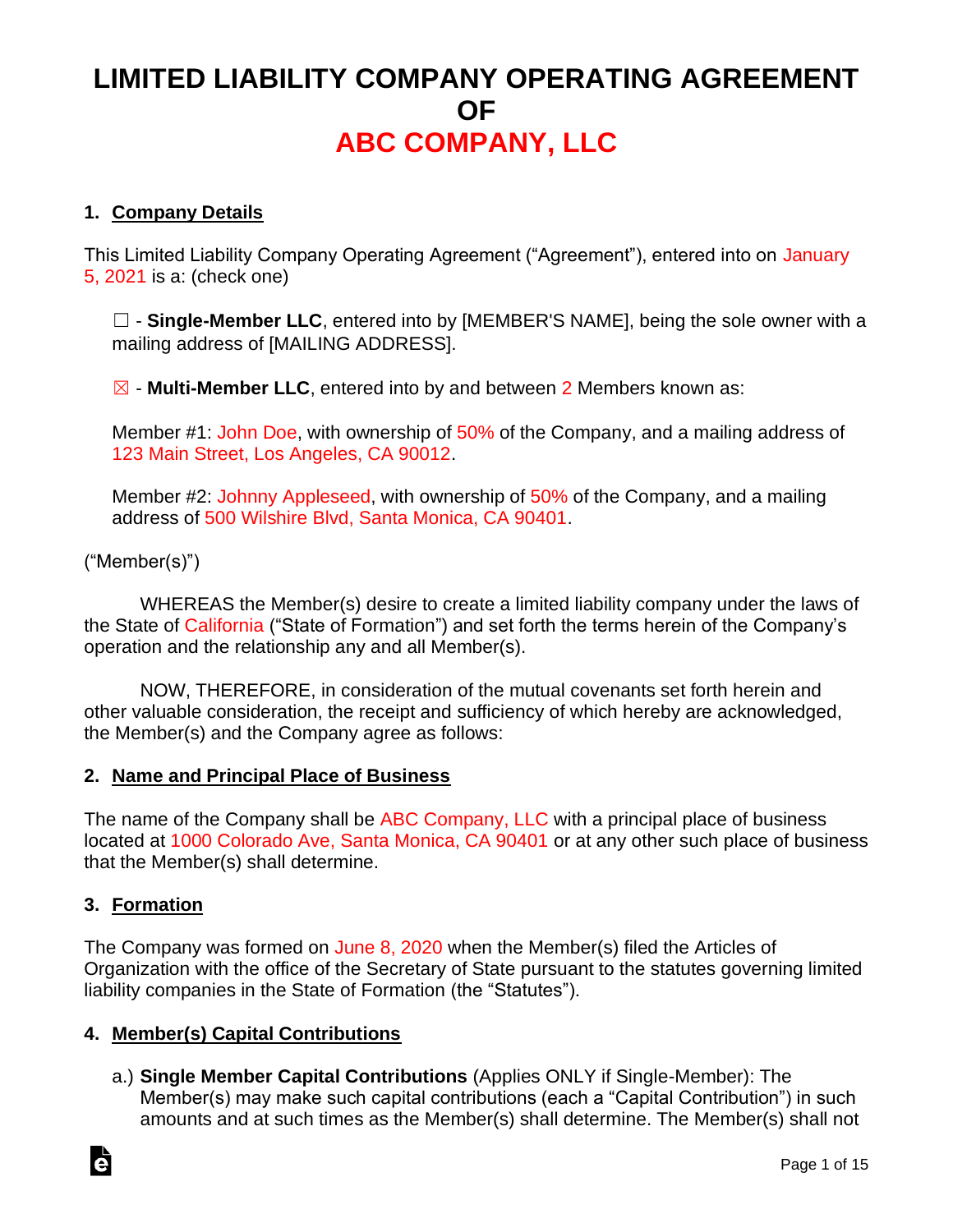# LIMITED LIABILITY COMPANY OPERATING AGREEMENT OF ABC COMPANY, LLC

## 1. Company Details

This Limited Liability Company Operating Agreement ("Agreement"), entered into on January 5, 2021 is a: (check one)

☐ - **Single-Member LLC**, entered into by [MEMBER'S NAME], being the sole owner with a mailing address of [MAILING ADDRESS].

☒ - **Multi-Member LLC**, entered into by and between 2 Members known as:

Member #1: John Doe, with ownership of 50% of the Company, and a mailing address of 123 Main Street, Los Angeles, CA 90012.

Member #2: Johnny Appleseed, with ownership of 50% of the Company, and a mailing address of 500 Wilshire Blvd, Santa Monica, CA 90401.

("Member(s)")

WHEREAS the Member(s) desire to create a limited liability company under the laws of the State of California ("State of Formation") and set forth the terms herein of the Company's operation and the relationship any and all Member(s).

NOW, THEREFORE, in consideration of the mutual covenants set forth herein and other valuable consideration, the receipt and sufficiency of which hereby are acknowledged, the Member(s) and the Company agree as follows:

## 2. Name and Principal Place of Business

The name of the Company shall be ABC Company, LLC with a principal place of business located at 1000 Colorado Ave, Santa Monica, CA 90401 or at any other such place of business that the Member(s) shall determine.

## 3. Formation

The Company was formed on June 8, 2020 when the Member(s) filed the Articles of Organization with the office of the Secretary of State pursuant to the statutes governing limited liability companies in the State of Formation (the "Statutes").

## 4. Member(s) Capital Contributions

a.) **Single Member Capital Contributions** (Applies ONLY if Single-Member): The Member(s) may make such capital contributions (each a "Capital Contribution") in such amounts and at such times as the Member(s) shall determine. The Member(s) shall not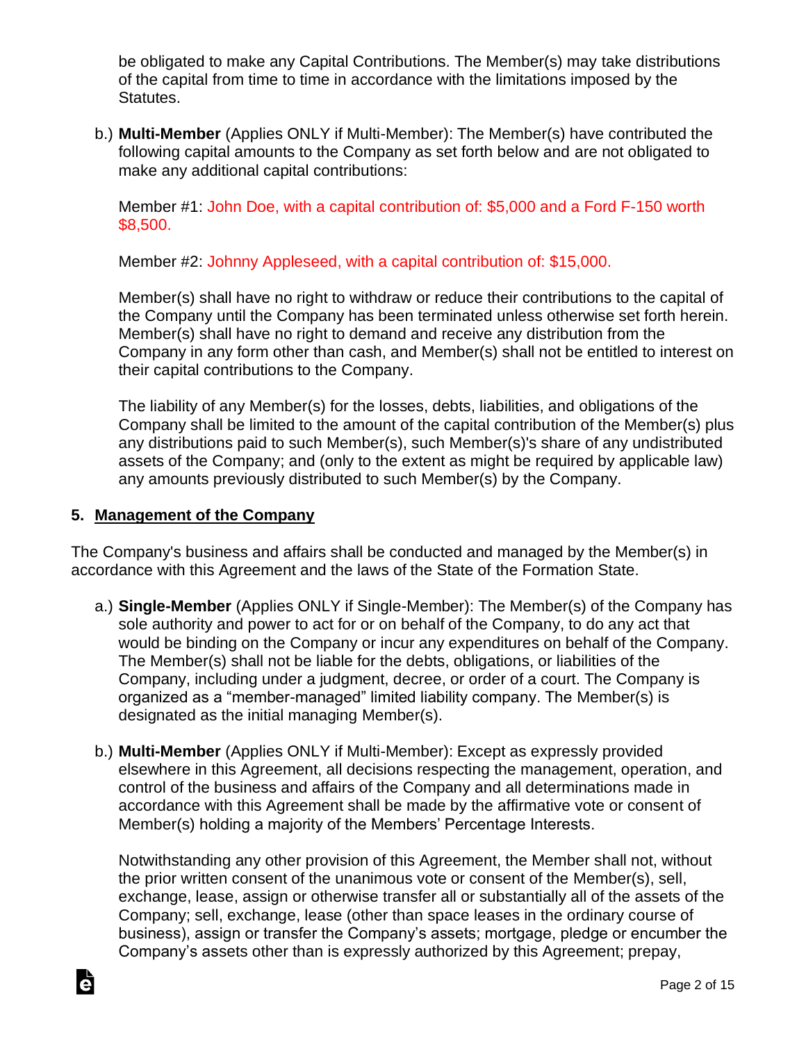be obligated to make any Capital Contributions. The Member(s) may take distributions of the capital from time to time in accordance with the limitations imposed by the Statutes.

b.) **Multi-Member** (Applies ONLY if Multi-Member): The Member(s) have contributed the following capital amounts to the Company as set forth below and are not obligated to make any additional capital contributions:

Member #1: John Doe, with a capital contribution of: $5,000 and a Ford F-150 worth $8,500.

Member #2: Johnny Appleseed, with a capital contribution of: $15,000.

Member(s) shall have no right to withdraw or reduce their contributions to the capital of the Company until the Company has been terminated unless otherwise set forth herein. Member(s) shall have no right to demand and receive any distribution from the Company in any form other than cash, and Member(s) shall not be entitled to interest on their capital contributions to the Company.

The liability of any Member(s) for the losses, debts, liabilities, and obligations of the Company shall be limited to the amount of the capital contribution of the Member(s) plus any distributions paid to such Member(s), such Member(s)'s share of any undistributed assets of the Company; and (only to the extent as might be required by applicable law) any amounts previously distributed to such Member(s) by the Company.

## 5. Management of the Company

The Company's business and affairs shall be conducted and managed by the Member(s) in accordance with this Agreement and the laws of the State of the Formation State.

a.) **Single-Member** (Applies ONLY if Single-Member): The Member(s) of the Company has sole authority and power to act for or on behalf of the Company, to do any act that would be binding on the Company or incur any expenditures on behalf of the Company. The Member(s) shall not be liable for the debts, obligations, or liabilities of the Company, including under a judgment, decree, or order of a court. The Company is organized as a "member-managed" limited liability company. The Member(s) is designated as the initial managing Member(s).

b.) **Multi-Member** (Applies ONLY if Multi-Member): Except as expressly provided elsewhere in this Agreement, all decisions respecting the management, operation, and control of the business and affairs of the Company and all determinations made in accordance with this Agreement shall be made by the affirmative vote or consent of Member(s) holding a majority of the Members' Percentage Interests.

Notwithstanding any other provision of this Agreement, the Member shall not, without the prior written consent of the unanimous vote or consent of the Member(s), sell, exchange, lease, assign or otherwise transfer all or substantially all of the assets of the Company; sell, exchange, lease (other than space leases in the ordinary course of business), assign or transfer the Company's assets; mortgage, pledge or encumber the Company's assets other than is expressly authorized by this Agreement; prepay,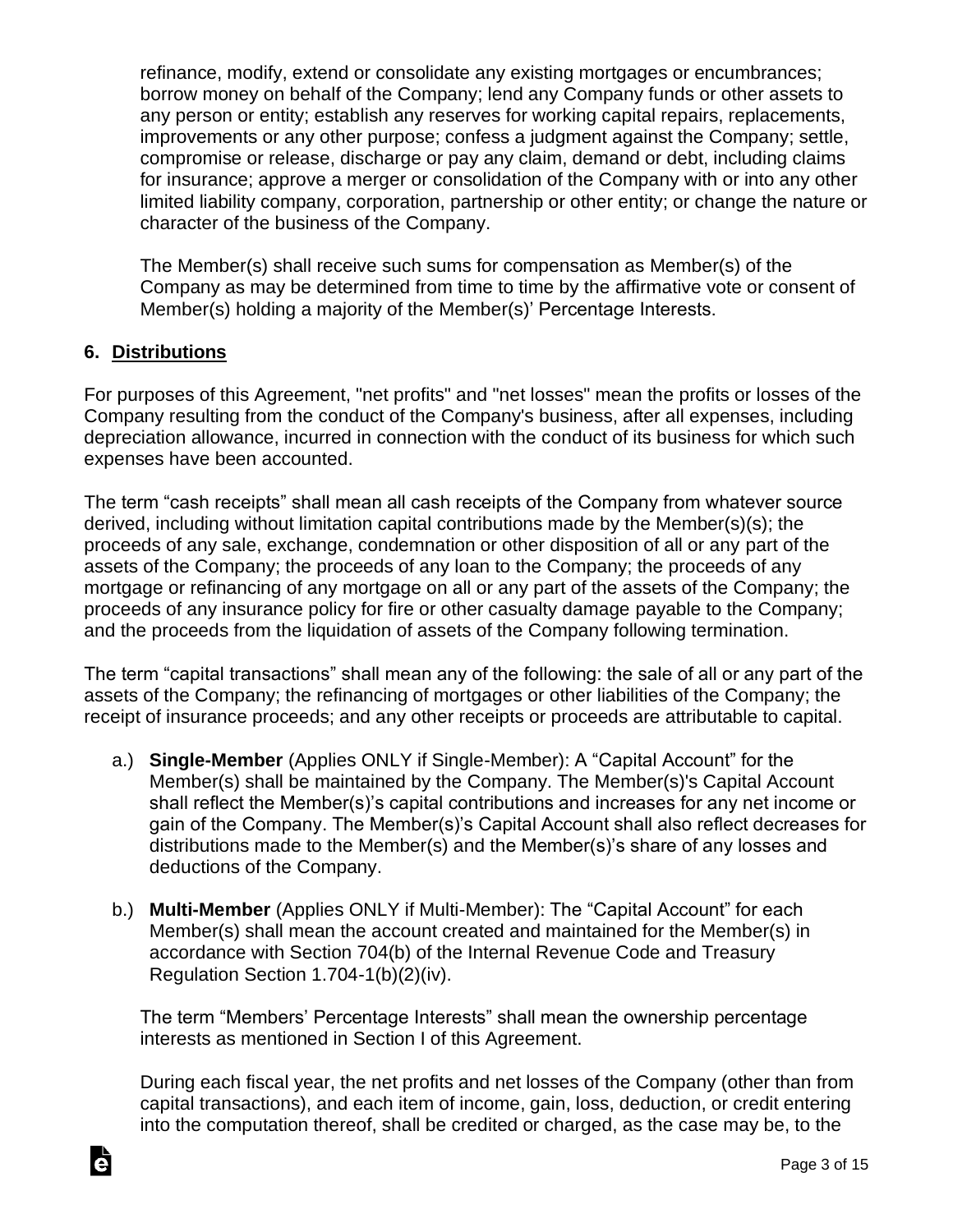refinance, modify, extend or consolidate any existing mortgages or encumbrances; borrow money on behalf of the Company; lend any Company funds or other assets to any person or entity; establish any reserves for working capital repairs, replacements, improvements or any other purpose; confess a judgment against the Company; settle, compromise or release, discharge or pay any claim, demand or debt, including claims for insurance; approve a merger or consolidation of the Company with or into any other limited liability company, corporation, partnership or other entity; or change the nature or character of the business of the Company.

The Member(s) shall receive such sums for compensation as Member(s) of the Company as may be determined from time to time by the affirmative vote or consent of Member(s) holding a majority of the Member(s)' Percentage Interests.

## 6. Distributions

For purposes of this Agreement, "net profits" and "net losses" mean the profits or losses of the Company resulting from the conduct of the Company's business, after all expenses, including depreciation allowance, incurred in connection with the conduct of its business for which such expenses have been accounted.

The term "cash receipts" shall mean all cash receipts of the Company from whatever source derived, including without limitation capital contributions made by the Member(s)(s); the proceeds of any sale, exchange, condemnation or other disposition of all or any part of the assets of the Company; the proceeds of any loan to the Company; the proceeds of any mortgage or refinancing of any mortgage on all or any part of the assets of the Company; the proceeds of any insurance policy for fire or other casualty damage payable to the Company; and the proceeds from the liquidation of assets of the Company following termination.

The term "capital transactions" shall mean any of the following: the sale of all or any part of the assets of the Company; the refinancing of mortgages or other liabilities of the Company; the receipt of insurance proceeds; and any other receipts or proceeds are attributable to capital.

a.) **Single-Member** (Applies ONLY if Single-Member): A "Capital Account" for the Member(s) shall be maintained by the Company. The Member(s)'s Capital Account shall reflect the Member(s)'s capital contributions and increases for any net income or gain of the Company. The Member(s)'s Capital Account shall also reflect decreases for distributions made to the Member(s) and the Member(s)'s share of any losses and deductions of the Company.

b.) **Multi-Member** (Applies ONLY if Multi-Member): The "Capital Account" for each Member(s) shall mean the account created and maintained for the Member(s) in accordance with Section 704(b) of the Internal Revenue Code and Treasury Regulation Section 1.704-1(b)(2)(iv).

The term "Members' Percentage Interests" shall mean the ownership percentage interests as mentioned in Section I of this Agreement.

During each fiscal year, the net profits and net losses of the Company (other than from capital transactions), and each item of income, gain, loss, deduction, or credit entering into the computation thereof, shall be credited or charged, as the case may be, to the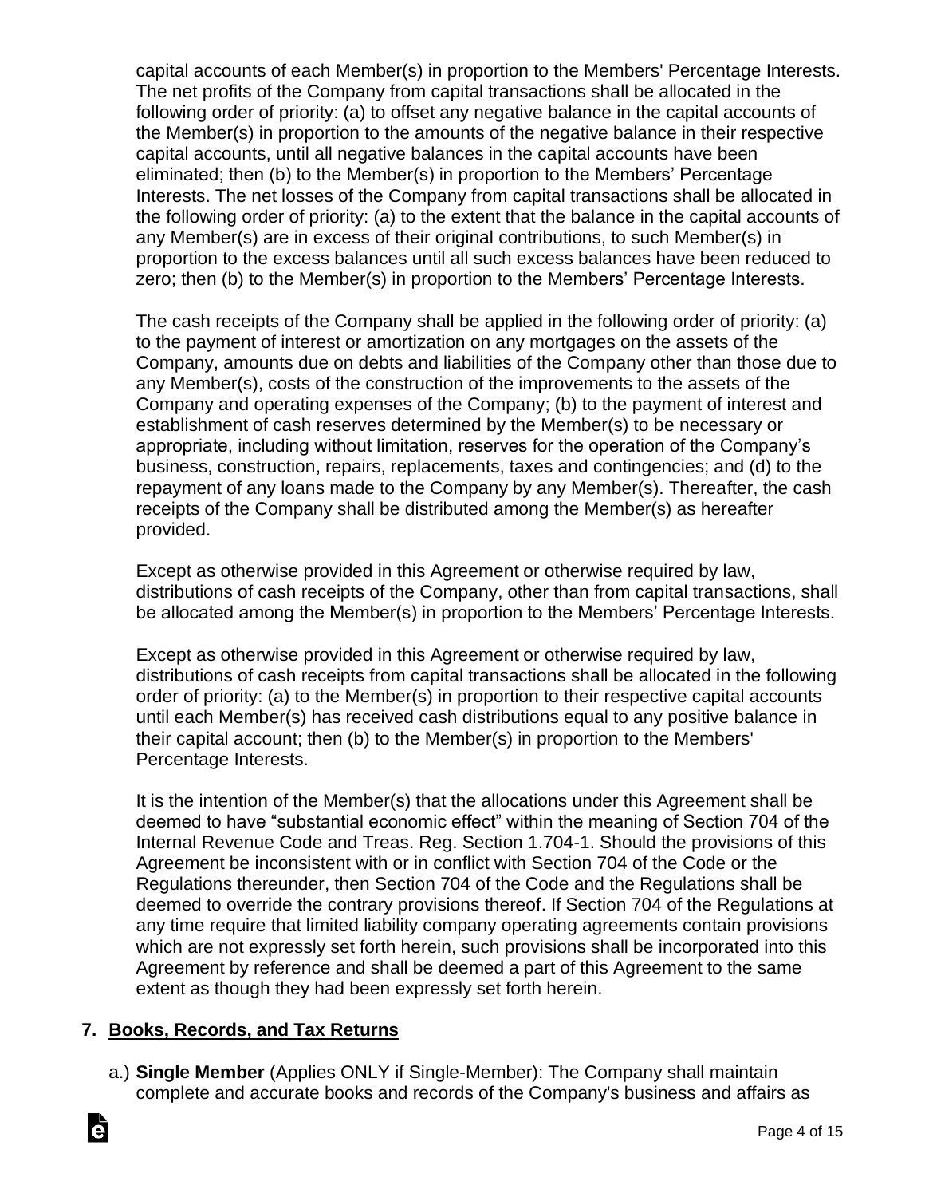capital accounts of each Member(s) in proportion to the Members' Percentage Interests. The net profits of the Company from capital transactions shall be allocated in the following order of priority: (a) to offset any negative balance in the capital accounts of the Member(s) in proportion to the amounts of the negative balance in their respective capital accounts, until all negative balances in the capital accounts have been eliminated; then (b) to the Member(s) in proportion to the Members' Percentage Interests. The net losses of the Company from capital transactions shall be allocated in the following order of priority: (a) to the extent that the balance in the capital accounts of any Member(s) are in excess of their original contributions, to such Member(s) in proportion to the excess balances until all such excess balances have been reduced to zero; then (b) to the Member(s) in proportion to the Members' Percentage Interests.

The cash receipts of the Company shall be applied in the following order of priority: (a) to the payment of interest or amortization on any mortgages on the assets of the Company, amounts due on debts and liabilities of the Company other than those due to any Member(s), costs of the construction of the improvements to the assets of the Company and operating expenses of the Company; (b) to the payment of interest and establishment of cash reserves determined by the Member(s) to be necessary or appropriate, including without limitation, reserves for the operation of the Company's business, construction, repairs, replacements, taxes and contingencies; and (d) to the repayment of any loans made to the Company by any Member(s). Thereafter, the cash receipts of the Company shall be distributed among the Member(s) as hereafter provided.

Except as otherwise provided in this Agreement or otherwise required by law, distributions of cash receipts of the Company, other than from capital transactions, shall be allocated among the Member(s) in proportion to the Members' Percentage Interests.

Except as otherwise provided in this Agreement or otherwise required by law, distributions of cash receipts from capital transactions shall be allocated in the following order of priority: (a) to the Member(s) in proportion to their respective capital accounts until each Member(s) has received cash distributions equal to any positive balance in their capital account; then (b) to the Member(s) in proportion to the Members' Percentage Interests.

It is the intention of the Member(s) that the allocations under this Agreement shall be deemed to have "substantial economic effect" within the meaning of Section 704 of the Internal Revenue Code and Treas. Reg. Section 1.704-1. Should the provisions of this Agreement be inconsistent with or in conflict with Section 704 of the Code or the Regulations thereunder, then Section 704 of the Code and the Regulations shall be deemed to override the contrary provisions thereof. If Section 704 of the Regulations at any time require that limited liability company operating agreements contain provisions which are not expressly set forth herein, such provisions shall be incorporated into this Agreement by reference and shall be deemed a part of this Agreement to the same extent as though they had been expressly set forth herein.

## 7. Books, Records, and Tax Returns

a.) **Single Member** (Applies ONLY if Single-Member): The Company shall maintain complete and accurate books and records of the Company's business and affairs as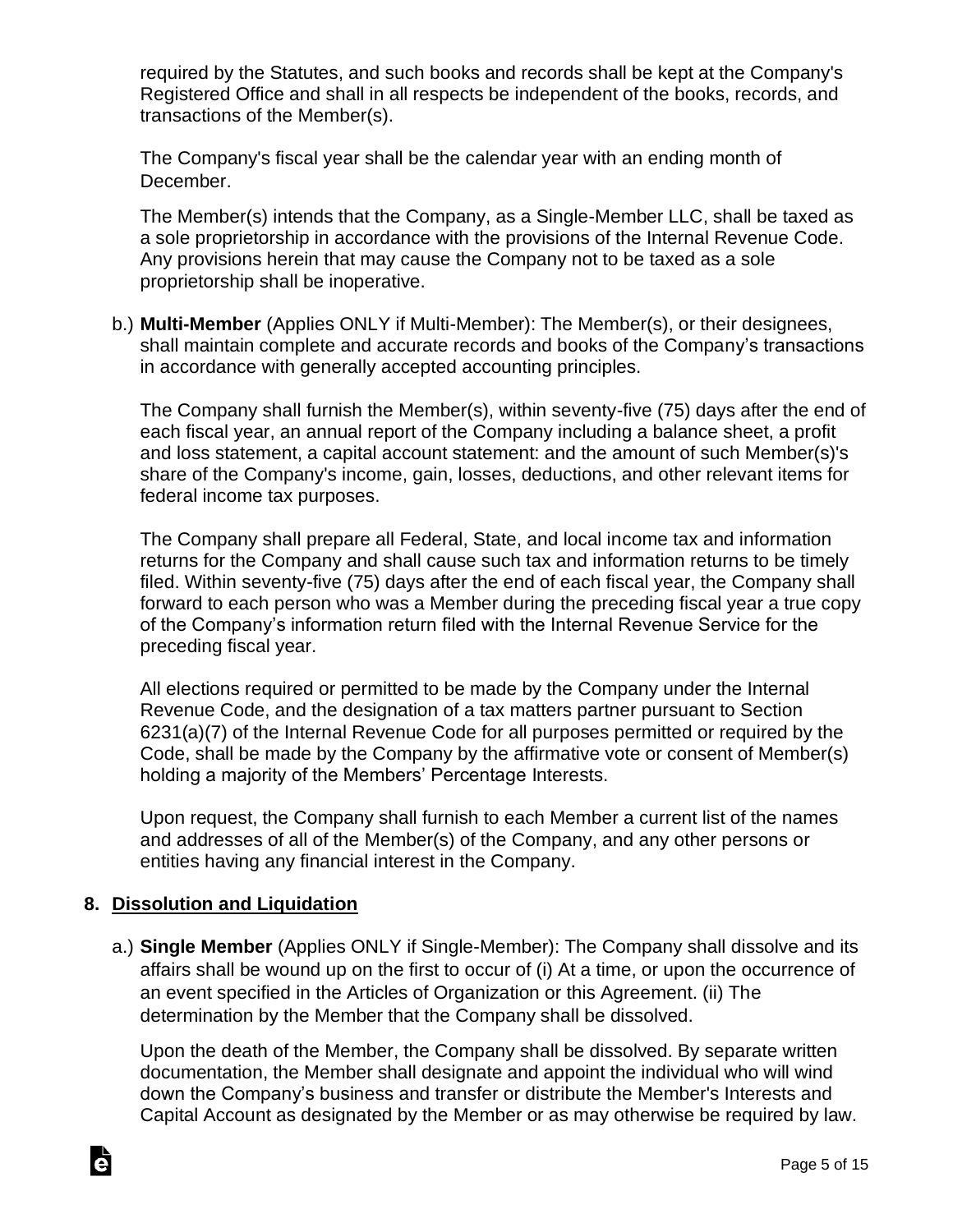required by the Statutes, and such books and records shall be kept at the Company's Registered Office and shall in all respects be independent of the books, records, and transactions of the Member(s).

The Company's fiscal year shall be the calendar year with an ending month of December.

The Member(s) intends that the Company, as a Single-Member LLC, shall be taxed as a sole proprietorship in accordance with the provisions of the Internal Revenue Code. Any provisions herein that may cause the Company not to be taxed as a sole proprietorship shall be inoperative.

b.) **Multi-Member** (Applies ONLY if Multi-Member): The Member(s), or their designees, shall maintain complete and accurate records and books of the Company's transactions in accordance with generally accepted accounting principles.

The Company shall furnish the Member(s), within seventy-five (75) days after the end of each fiscal year, an annual report of the Company including a balance sheet, a profit and loss statement, a capital account statement: and the amount of such Member(s)'s share of the Company's income, gain, losses, deductions, and other relevant items for federal income tax purposes.

The Company shall prepare all Federal, State, and local income tax and information returns for the Company and shall cause such tax and information returns to be timely filed. Within seventy-five (75) days after the end of each fiscal year, the Company shall forward to each person who was a Member during the preceding fiscal year a true copy of the Company's information return filed with the Internal Revenue Service for the preceding fiscal year.

All elections required or permitted to be made by the Company under the Internal Revenue Code, and the designation of a tax matters partner pursuant to Section 6231(a)(7) of the Internal Revenue Code for all purposes permitted or required by the Code, shall be made by the Company by the affirmative vote or consent of Member(s) holding a majority of the Members' Percentage Interests.

Upon request, the Company shall furnish to each Member a current list of the names and addresses of all of the Member(s) of the Company, and any other persons or entities having any financial interest in the Company.

## 8. Dissolution and Liquidation

a.) **Single Member** (Applies ONLY if Single-Member): The Company shall dissolve and its affairs shall be wound up on the first to occur of (i) At a time, or upon the occurrence of an event specified in the Articles of Organization or this Agreement. (ii) The determination by the Member that the Company shall be dissolved.

Upon the death of the Member, the Company shall be dissolved. By separate written documentation, the Member shall designate and appoint the individual who will wind down the Company's business and transfer or distribute the Member's Interests and Capital Account as designated by the Member or as may otherwise be required by law.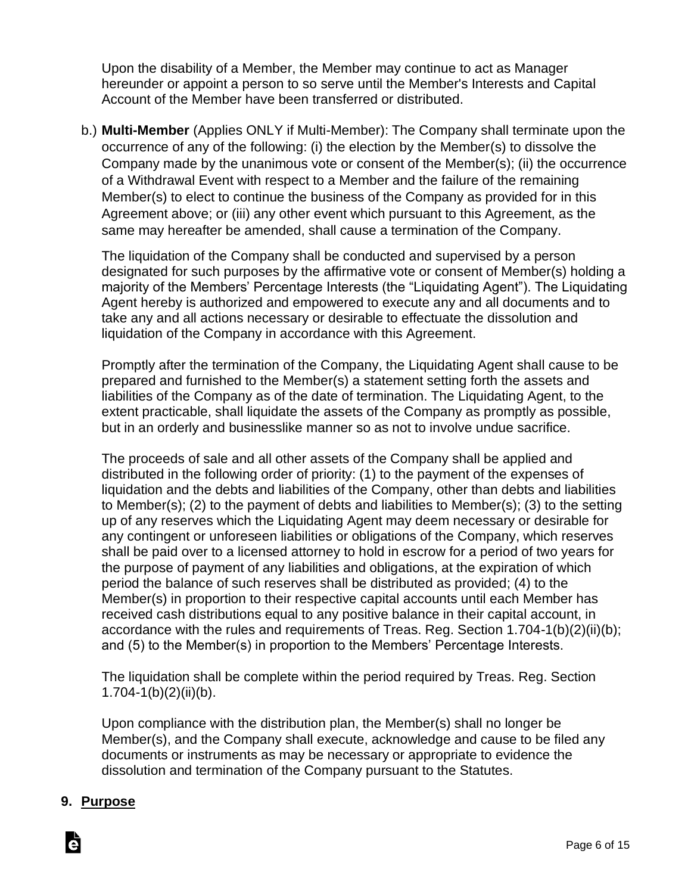Upon the disability of a Member, the Member may continue to act as Manager hereunder or appoint a person to so serve until the Member's Interests and Capital Account of the Member have been transferred or distributed.

b.) **Multi-Member** (Applies ONLY if Multi-Member): The Company shall terminate upon the occurrence of any of the following: (i) the election by the Member(s) to dissolve the Company made by the unanimous vote or consent of the Member(s); (ii) the occurrence of a Withdrawal Event with respect to a Member and the failure of the remaining Member(s) to elect to continue the business of the Company as provided for in this Agreement above; or (iii) any other event which pursuant to this Agreement, as the same may hereafter be amended, shall cause a termination of the Company.

The liquidation of the Company shall be conducted and supervised by a person designated for such purposes by the affirmative vote or consent of Member(s) holding a majority of the Members' Percentage Interests (the "Liquidating Agent"). The Liquidating Agent hereby is authorized and empowered to execute any and all documents and to take any and all actions necessary or desirable to effectuate the dissolution and liquidation of the Company in accordance with this Agreement.

Promptly after the termination of the Company, the Liquidating Agent shall cause to be prepared and furnished to the Member(s) a statement setting forth the assets and liabilities of the Company as of the date of termination. The Liquidating Agent, to the extent practicable, shall liquidate the assets of the Company as promptly as possible, but in an orderly and businesslike manner so as not to involve undue sacrifice.

The proceeds of sale and all other assets of the Company shall be applied and distributed in the following order of priority: (1) to the payment of the expenses of liquidation and the debts and liabilities of the Company, other than debts and liabilities to Member(s); (2) to the payment of debts and liabilities to Member(s); (3) to the setting up of any reserves which the Liquidating Agent may deem necessary or desirable for any contingent or unforeseen liabilities or obligations of the Company, which reserves shall be paid over to a licensed attorney to hold in escrow for a period of two years for the purpose of payment of any liabilities and obligations, at the expiration of which period the balance of such reserves shall be distributed as provided; (4) to the Member(s) in proportion to their respective capital accounts until each Member has received cash distributions equal to any positive balance in their capital account, in accordance with the rules and requirements of Treas. Reg. Section 1.704-1(b)(2)(ii)(b); and (5) to the Member(s) in proportion to the Members' Percentage Interests.

The liquidation shall be complete within the period required by Treas. Reg. Section 1.704-1(b)(2)(ii)(b).

Upon compliance with the distribution plan, the Member(s) shall no longer be Member(s), and the Company shall execute, acknowledge and cause to be filed any documents or instruments as may be necessary or appropriate to evidence the dissolution and termination of the Company pursuant to the Statutes.

## 9. Purpose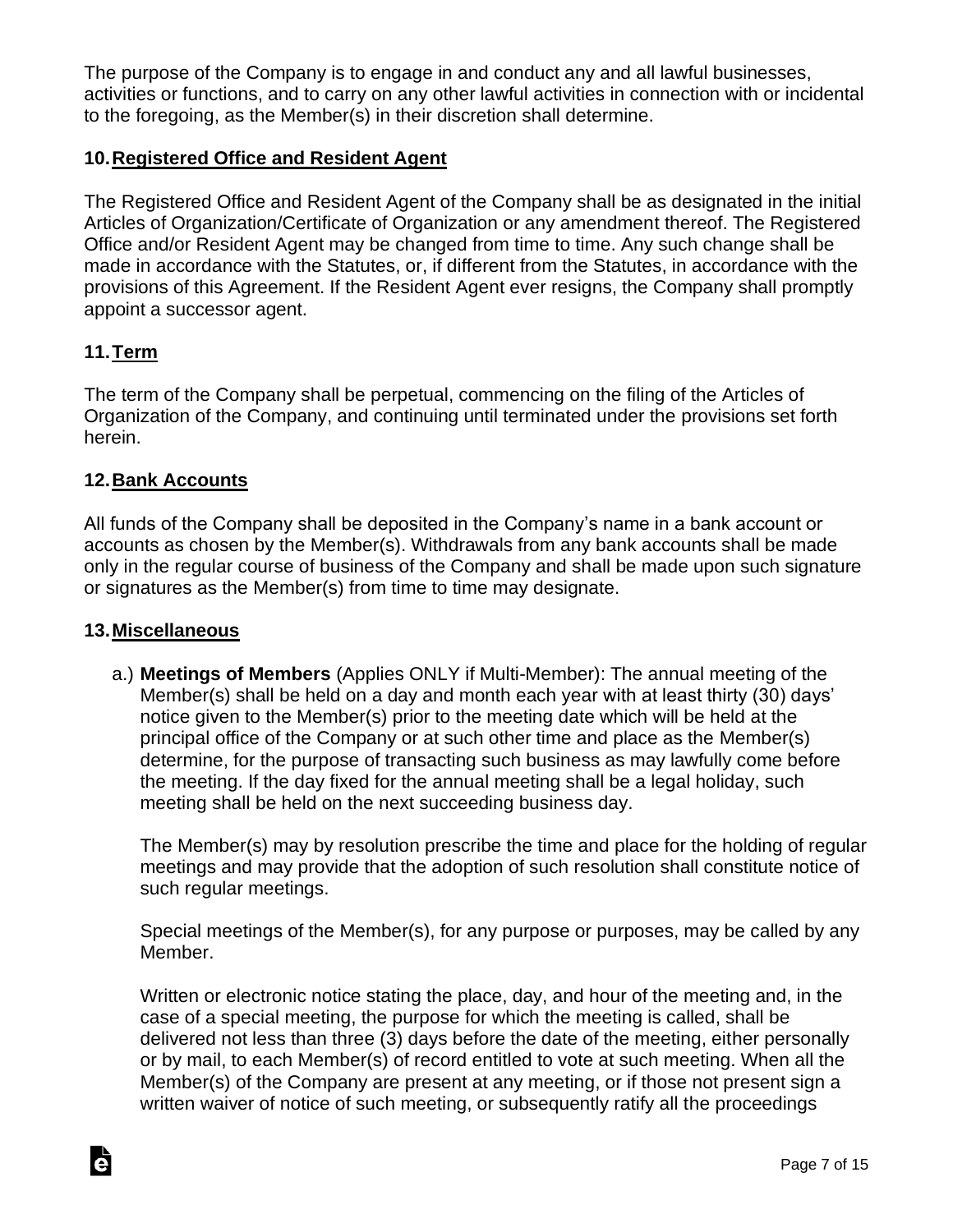The purpose of the Company is to engage in and conduct any and all lawful businesses, activities or functions, and to carry on any other lawful activities in connection with or incidental to the foregoing, as the Member(s) in their discretion shall determine.

## 10. Registered Office and Resident Agent

The Registered Office and Resident Agent of the Company shall be as designated in the initial Articles of Organization/Certificate of Organization or any amendment thereof. The Registered Office and/or Resident Agent may be changed from time to time. Any such change shall be made in accordance with the Statutes, or, if different from the Statutes, in accordance with the provisions of this Agreement. If the Resident Agent ever resigns, the Company shall promptly appoint a successor agent.

## 11. Term

The term of the Company shall be perpetual, commencing on the filing of the Articles of Organization of the Company, and continuing until terminated under the provisions set forth herein.

## 12. Bank Accounts

All funds of the Company shall be deposited in the Company's name in a bank account or accounts as chosen by the Member(s). Withdrawals from any bank accounts shall be made only in the regular course of business of the Company and shall be made upon such signature or signatures as the Member(s) from time to time may designate.

## 13. Miscellaneous

a.) **Meetings of Members** (Applies ONLY if Multi-Member): The annual meeting of the Member(s) shall be held on a day and month each year with at least thirty (30) days' notice given to the Member(s) prior to the meeting date which will be held at the principal office of the Company or at such other time and place as the Member(s) determine, for the purpose of transacting such business as may lawfully come before the meeting. If the day fixed for the annual meeting shall be a legal holiday, such meeting shall be held on the next succeeding business day.

The Member(s) may by resolution prescribe the time and place for the holding of regular meetings and may provide that the adoption of such resolution shall constitute notice of such regular meetings.

Special meetings of the Member(s), for any purpose or purposes, may be called by any Member.

Written or electronic notice stating the place, day, and hour of the meeting and, in the case of a special meeting, the purpose for which the meeting is called, shall be delivered not less than three (3) days before the date of the meeting, either personally or by mail, to each Member(s) of record entitled to vote at such meeting. When all the Member(s) of the Company are present at any meeting, or if those not present sign a written waiver of notice of such meeting, or subsequently ratify all the proceedings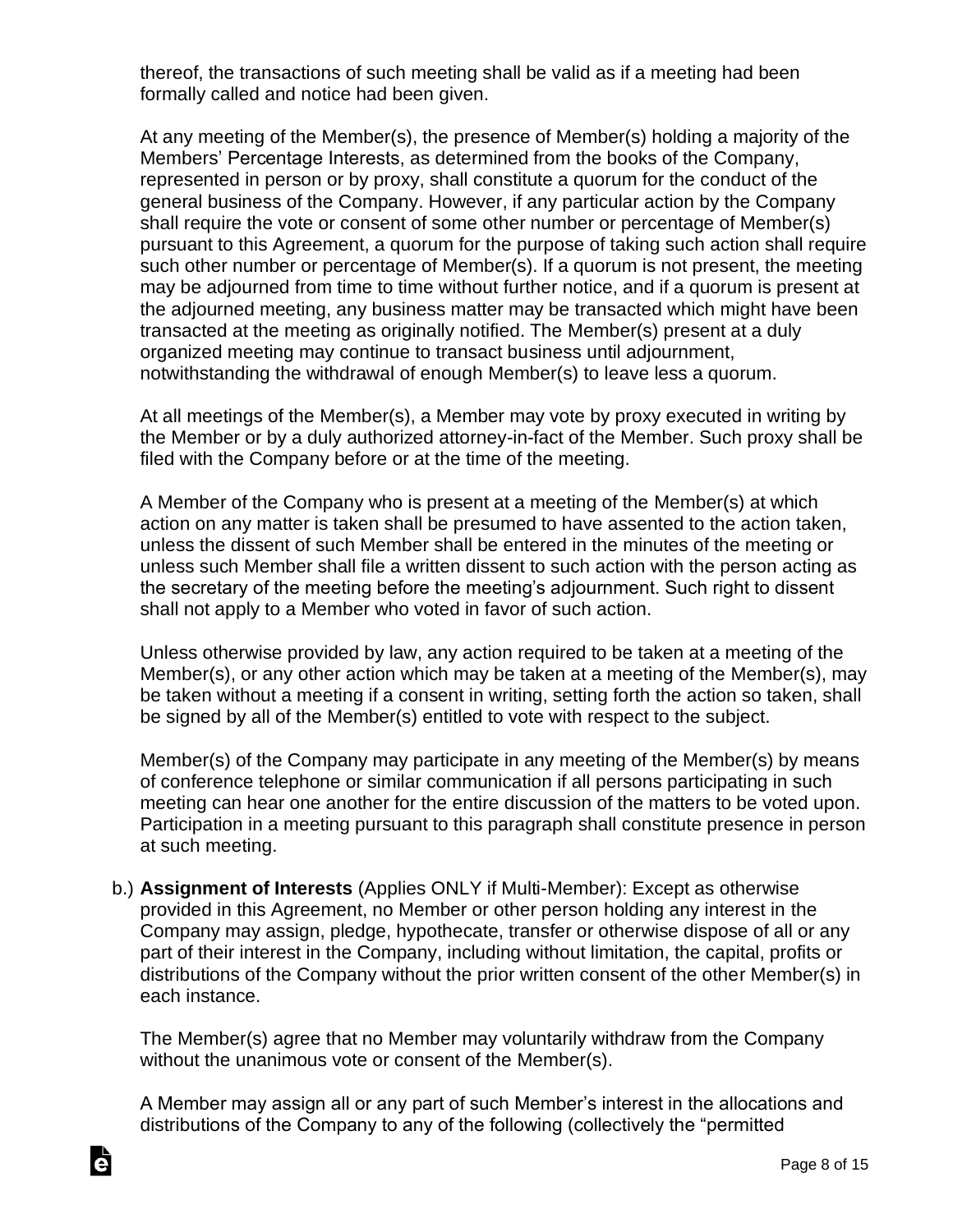thereof, the transactions of such meeting shall be valid as if a meeting had been formally called and notice had been given.

At any meeting of the Member(s), the presence of Member(s) holding a majority of the Members' Percentage Interests, as determined from the books of the Company, represented in person or by proxy, shall constitute a quorum for the conduct of the general business of the Company. However, if any particular action by the Company shall require the vote or consent of some other number or percentage of Member(s) pursuant to this Agreement, a quorum for the purpose of taking such action shall require such other number or percentage of Member(s). If a quorum is not present, the meeting may be adjourned from time to time without further notice, and if a quorum is present at the adjourned meeting, any business matter may be transacted which might have been transacted at the meeting as originally notified. The Member(s) present at a duly organized meeting may continue to transact business until adjournment, notwithstanding the withdrawal of enough Member(s) to leave less a quorum.

At all meetings of the Member(s), a Member may vote by proxy executed in writing by the Member or by a duly authorized attorney-in-fact of the Member. Such proxy shall be filed with the Company before or at the time of the meeting.

A Member of the Company who is present at a meeting of the Member(s) at which action on any matter is taken shall be presumed to have assented to the action taken, unless the dissent of such Member shall be entered in the minutes of the meeting or unless such Member shall file a written dissent to such action with the person acting as the secretary of the meeting before the meeting's adjournment. Such right to dissent shall not apply to a Member who voted in favor of such action.

Unless otherwise provided by law, any action required to be taken at a meeting of the Member(s), or any other action which may be taken at a meeting of the Member(s), may be taken without a meeting if a consent in writing, setting forth the action so taken, shall be signed by all of the Member(s) entitled to vote with respect to the subject.

Member(s) of the Company may participate in any meeting of the Member(s) by means of conference telephone or similar communication if all persons participating in such meeting can hear one another for the entire discussion of the matters to be voted upon. Participation in a meeting pursuant to this paragraph shall constitute presence in person at such meeting.

b.) **Assignment of Interests** (Applies ONLY if Multi-Member): Except as otherwise provided in this Agreement, no Member or other person holding any interest in the Company may assign, pledge, hypothecate, transfer or otherwise dispose of all or any part of their interest in the Company, including without limitation, the capital, profits or distributions of the Company without the prior written consent of the other Member(s) in each instance.

The Member(s) agree that no Member may voluntarily withdraw from the Company without the unanimous vote or consent of the Member(s).

A Member may assign all or any part of such Member's interest in the allocations and distributions of the Company to any of the following (collectively the "permitted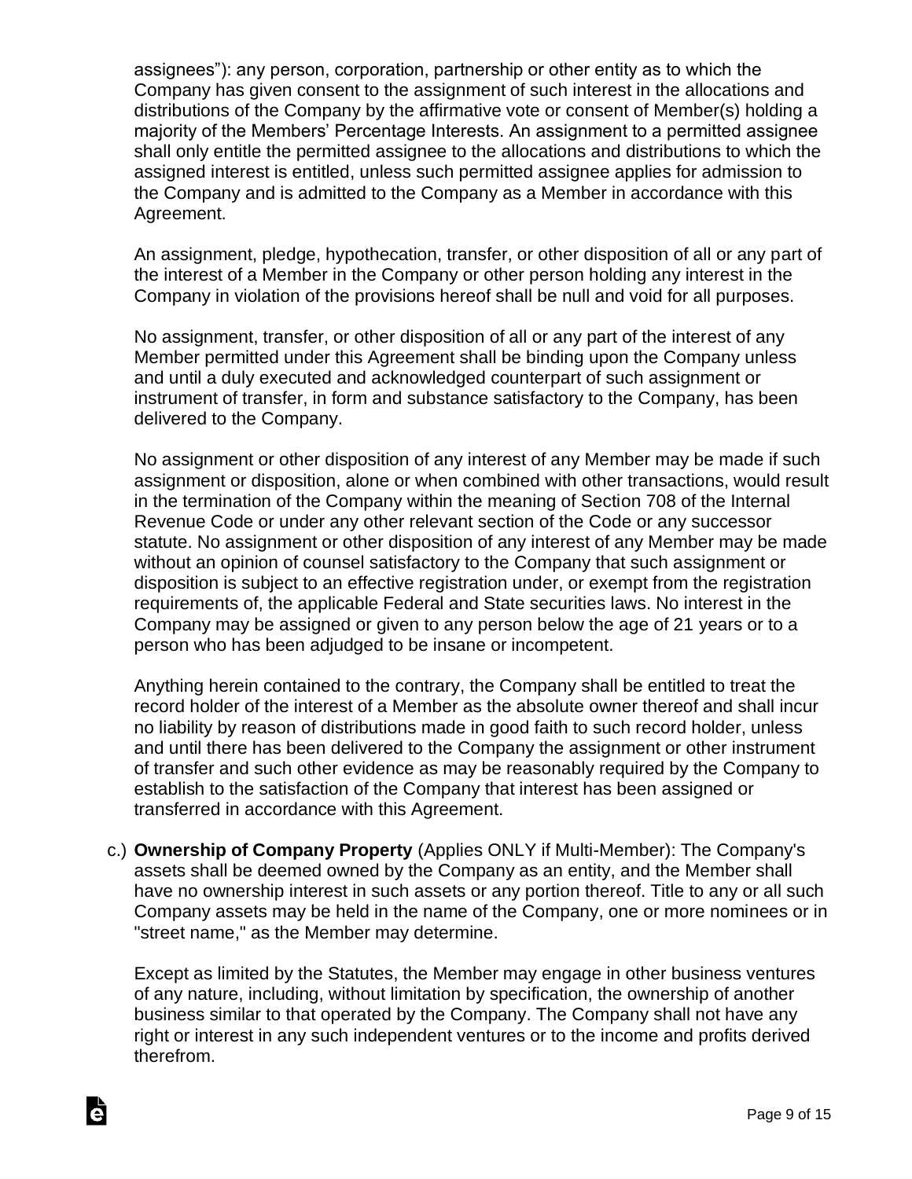assignees"): any person, corporation, partnership or other entity as to which the Company has given consent to the assignment of such interest in the allocations and distributions of the Company by the affirmative vote or consent of Member(s) holding a majority of the Members' Percentage Interests. An assignment to a permitted assignee shall only entitle the permitted assignee to the allocations and distributions to which the assigned interest is entitled, unless such permitted assignee applies for admission to the Company and is admitted to the Company as a Member in accordance with this Agreement.

An assignment, pledge, hypothecation, transfer, or other disposition of all or any part of the interest of a Member in the Company or other person holding any interest in the Company in violation of the provisions hereof shall be null and void for all purposes.

No assignment, transfer, or other disposition of all or any part of the interest of any Member permitted under this Agreement shall be binding upon the Company unless and until a duly executed and acknowledged counterpart of such assignment or instrument of transfer, in form and substance satisfactory to the Company, has been delivered to the Company.

No assignment or other disposition of any interest of any Member may be made if such assignment or disposition, alone or when combined with other transactions, would result in the termination of the Company within the meaning of Section 708 of the Internal Revenue Code or under any other relevant section of the Code or any successor statute. No assignment or other disposition of any interest of any Member may be made without an opinion of counsel satisfactory to the Company that such assignment or disposition is subject to an effective registration under, or exempt from the registration requirements of, the applicable Federal and State securities laws. No interest in the Company may be assigned or given to any person below the age of 21 years or to a person who has been adjudged to be insane or incompetent.

Anything herein contained to the contrary, the Company shall be entitled to treat the record holder of the interest of a Member as the absolute owner thereof and shall incur no liability by reason of distributions made in good faith to such record holder, unless and until there has been delivered to the Company the assignment or other instrument of transfer and such other evidence as may be reasonably required by the Company to establish to the satisfaction of the Company that interest has been assigned or transferred in accordance with this Agreement.

c.) **Ownership of Company Property** (Applies ONLY if Multi-Member): The Company's assets shall be deemed owned by the Company as an entity, and the Member shall have no ownership interest in such assets or any portion thereof. Title to any or all such Company assets may be held in the name of the Company, one or more nominees or in "street name," as the Member may determine.

Except as limited by the Statutes, the Member may engage in other business ventures of any nature, including, without limitation by specification, the ownership of another business similar to that operated by the Company. The Company shall not have any right or interest in any such independent ventures or to the income and profits derived therefrom.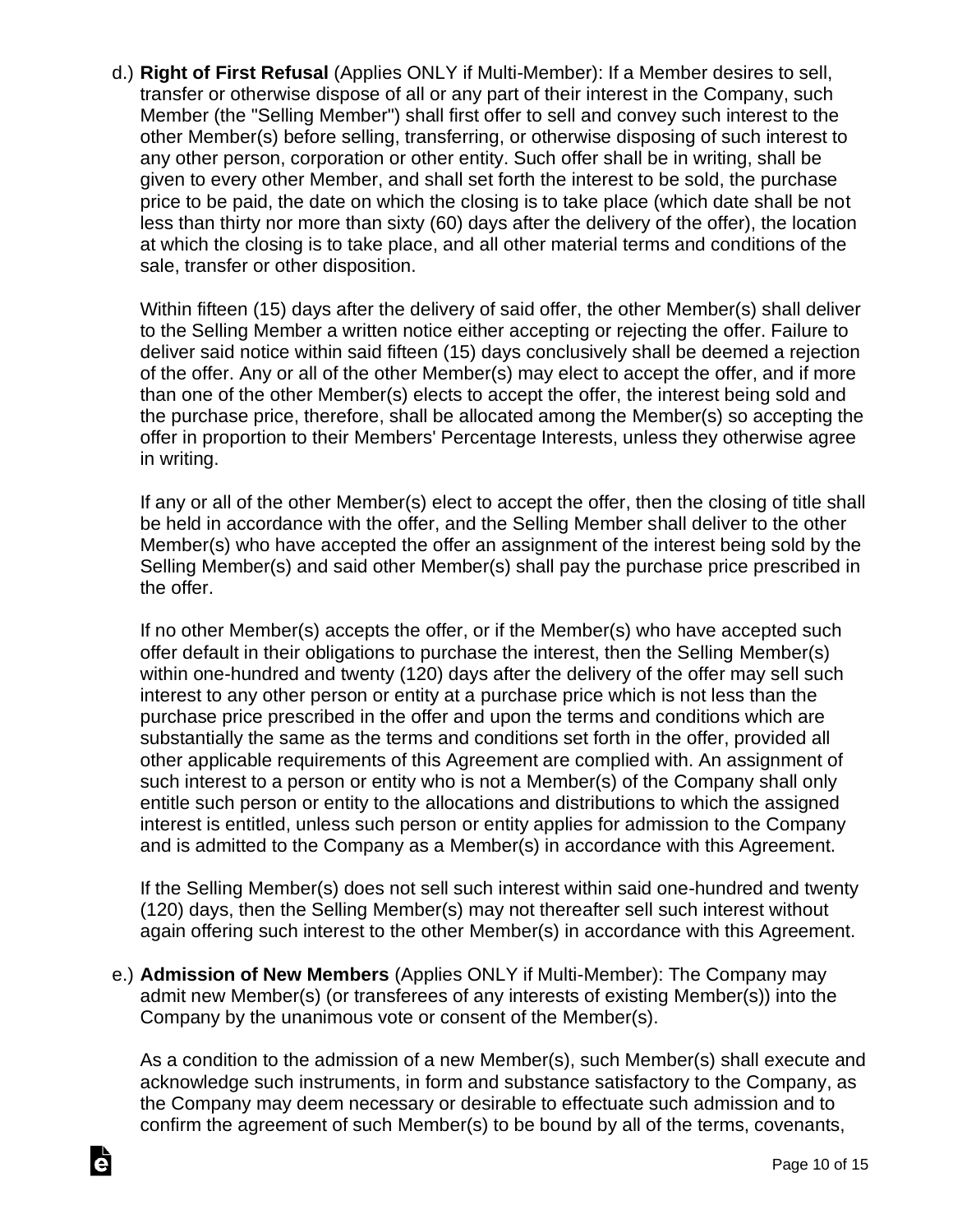d.) **Right of First Refusal** (Applies ONLY if Multi-Member): If a Member desires to sell, transfer or otherwise dispose of all or any part of their interest in the Company, such Member (the "Selling Member") shall first offer to sell and convey such interest to the other Member(s) before selling, transferring, or otherwise disposing of such interest to any other person, corporation or other entity. Such offer shall be in writing, shall be given to every other Member, and shall set forth the interest to be sold, the purchase price to be paid, the date on which the closing is to take place (which date shall be not less than thirty nor more than sixty (60) days after the delivery of the offer), the location at which the closing is to take place, and all other material terms and conditions of the sale, transfer or other disposition.

Within fifteen (15) days after the delivery of said offer, the other Member(s) shall deliver to the Selling Member a written notice either accepting or rejecting the offer. Failure to deliver said notice within said fifteen (15) days conclusively shall be deemed a rejection of the offer. Any or all of the other Member(s) may elect to accept the offer, and if more than one of the other Member(s) elects to accept the offer, the interest being sold and the purchase price, therefore, shall be allocated among the Member(s) so accepting the offer in proportion to their Members' Percentage Interests, unless they otherwise agree in writing.

If any or all of the other Member(s) elect to accept the offer, then the closing of title shall be held in accordance with the offer, and the Selling Member shall deliver to the other Member(s) who have accepted the offer an assignment of the interest being sold by the Selling Member(s) and said other Member(s) shall pay the purchase price prescribed in the offer.

If no other Member(s) accepts the offer, or if the Member(s) who have accepted such offer default in their obligations to purchase the interest, then the Selling Member(s) within one-hundred and twenty (120) days after the delivery of the offer may sell such interest to any other person or entity at a purchase price which is not less than the purchase price prescribed in the offer and upon the terms and conditions which are substantially the same as the terms and conditions set forth in the offer, provided all other applicable requirements of this Agreement are complied with. An assignment of such interest to a person or entity who is not a Member(s) of the Company shall only entitle such person or entity to the allocations and distributions to which the assigned interest is entitled, unless such person or entity applies for admission to the Company and is admitted to the Company as a Member(s) in accordance with this Agreement.

If the Selling Member(s) does not sell such interest within said one-hundred and twenty (120) days, then the Selling Member(s) may not thereafter sell such interest without again offering such interest to the other Member(s) in accordance with this Agreement.

e.) **Admission of New Members** (Applies ONLY if Multi-Member): The Company may admit new Member(s) (or transferees of any interests of existing Member(s)) into the Company by the unanimous vote or consent of the Member(s).

As a condition to the admission of a new Member(s), such Member(s) shall execute and acknowledge such instruments, in form and substance satisfactory to the Company, as the Company may deem necessary or desirable to effectuate such admission and to confirm the agreement of such Member(s) to be bound by all of the terms, covenants,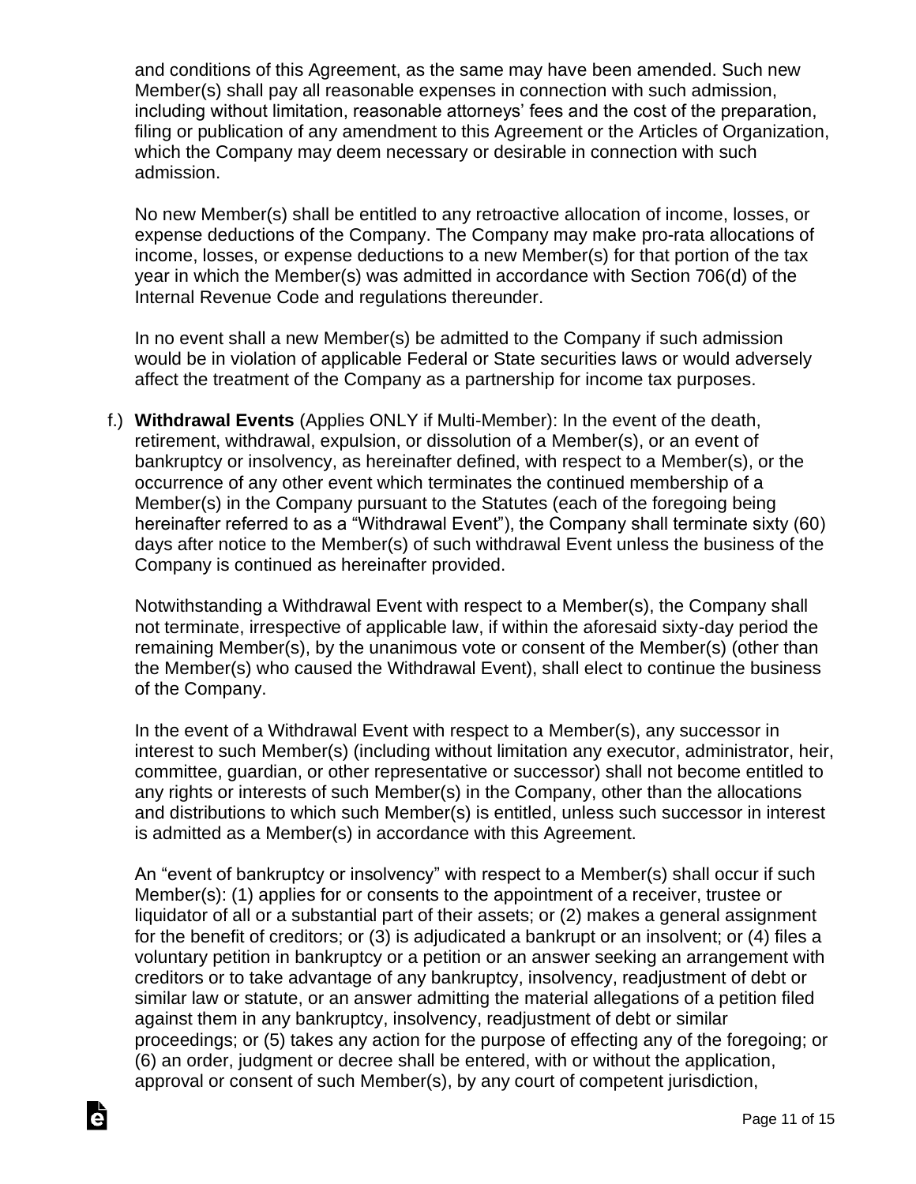and conditions of this Agreement, as the same may have been amended. Such new Member(s) shall pay all reasonable expenses in connection with such admission, including without limitation, reasonable attorneys' fees and the cost of the preparation, filing or publication of any amendment to this Agreement or the Articles of Organization, which the Company may deem necessary or desirable in connection with such admission.

No new Member(s) shall be entitled to any retroactive allocation of income, losses, or expense deductions of the Company. The Company may make pro-rata allocations of income, losses, or expense deductions to a new Member(s) for that portion of the tax year in which the Member(s) was admitted in accordance with Section 706(d) of the Internal Revenue Code and regulations thereunder.

In no event shall a new Member(s) be admitted to the Company if such admission would be in violation of applicable Federal or State securities laws or would adversely affect the treatment of the Company as a partnership for income tax purposes.

f.) **Withdrawal Events** (Applies ONLY if Multi-Member): In the event of the death, retirement, withdrawal, expulsion, or dissolution of a Member(s), or an event of bankruptcy or insolvency, as hereinafter defined, with respect to a Member(s), or the occurrence of any other event which terminates the continued membership of a Member(s) in the Company pursuant to the Statutes (each of the foregoing being hereinafter referred to as a "Withdrawal Event"), the Company shall terminate sixty (60) days after notice to the Member(s) of such withdrawal Event unless the business of the Company is continued as hereinafter provided.

Notwithstanding a Withdrawal Event with respect to a Member(s), the Company shall not terminate, irrespective of applicable law, if within the aforesaid sixty-day period the remaining Member(s), by the unanimous vote or consent of the Member(s) (other than the Member(s) who caused the Withdrawal Event), shall elect to continue the business of the Company.

In the event of a Withdrawal Event with respect to a Member(s), any successor in interest to such Member(s) (including without limitation any executor, administrator, heir, committee, guardian, or other representative or successor) shall not become entitled to any rights or interests of such Member(s) in the Company, other than the allocations and distributions to which such Member(s) is entitled, unless such successor in interest is admitted as a Member(s) in accordance with this Agreement.

An "event of bankruptcy or insolvency" with respect to a Member(s) shall occur if such Member(s): (1) applies for or consents to the appointment of a receiver, trustee or liquidator of all or a substantial part of their assets; or (2) makes a general assignment for the benefit of creditors; or (3) is adjudicated a bankrupt or an insolvent; or (4) files a voluntary petition in bankruptcy or a petition or an answer seeking an arrangement with creditors or to take advantage of any bankruptcy, insolvency, readjustment of debt or similar law or statute, or an answer admitting the material allegations of a petition filed against them in any bankruptcy, insolvency, readjustment of debt or similar proceedings; or (5) takes any action for the purpose of effecting any of the foregoing; or (6) an order, judgment or decree shall be entered, with or without the application, approval or consent of such Member(s), by any court of competent jurisdiction,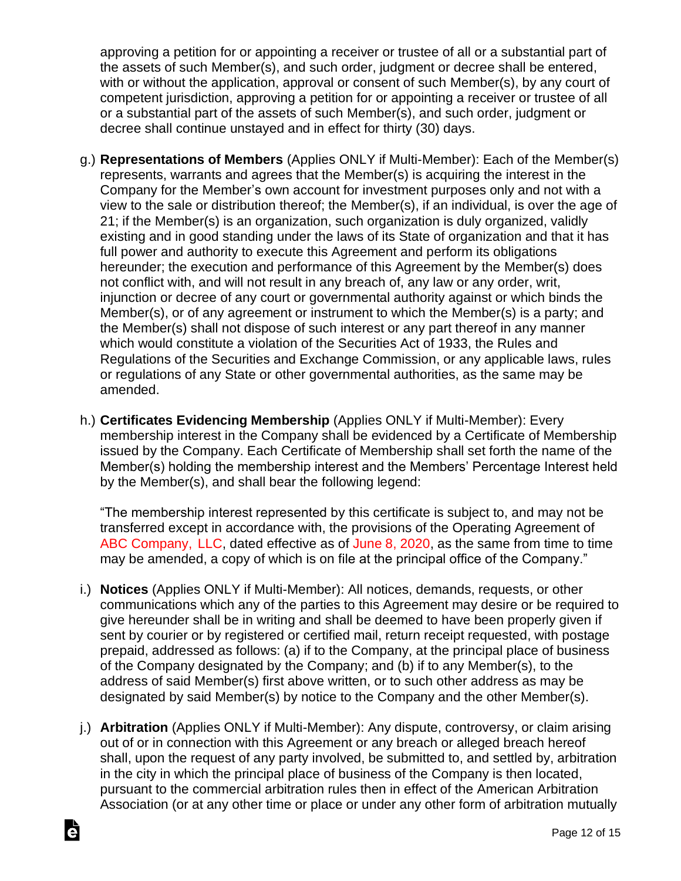approving a petition for or appointing a receiver or trustee of all or a substantial part of the assets of such Member(s), and such order, judgment or decree shall be entered, with or without the application, approval or consent of such Member(s), by any court of competent jurisdiction, approving a petition for or appointing a receiver or trustee of all or a substantial part of the assets of such Member(s), and such order, judgment or decree shall continue unstayed and in effect for thirty (30) days.

g.) **Representations of Members** (Applies ONLY if Multi-Member): Each of the Member(s) represents, warrants and agrees that the Member(s) is acquiring the interest in the Company for the Member's own account for investment purposes only and not with a view to the sale or distribution thereof; the Member(s), if an individual, is over the age of 21; if the Member(s) is an organization, such organization is duly organized, validly existing and in good standing under the laws of its State of organization and that it has full power and authority to execute this Agreement and perform its obligations hereunder; the execution and performance of this Agreement by the Member(s) does not conflict with, and will not result in any breach of, any law or any order, writ, injunction or decree of any court or governmental authority against or which binds the Member(s), or of any agreement or instrument to which the Member(s) is a party; and the Member(s) shall not dispose of such interest or any part thereof in any manner which would constitute a violation of the Securities Act of 1933, the Rules and Regulations of the Securities and Exchange Commission, or any applicable laws, rules or regulations of any State or other governmental authorities, as the same may be amended.

h.) **Certificates Evidencing Membership** (Applies ONLY if Multi-Member): Every membership interest in the Company shall be evidenced by a Certificate of Membership issued by the Company. Each Certificate of Membership shall set forth the name of the Member(s) holding the membership interest and the Members' Percentage Interest held by the Member(s), and shall bear the following legend:

"The membership interest represented by this certificate is subject to, and may not be transferred except in accordance with, the provisions of the Operating Agreement of ABC Company, LLC, dated effective as of June 8, 2020, as the same from time to time may be amended, a copy of which is on file at the principal office of the Company."

i.) **Notices** (Applies ONLY if Multi-Member): All notices, demands, requests, or other communications which any of the parties to this Agreement may desire or be required to give hereunder shall be in writing and shall be deemed to have been properly given if sent by courier or by registered or certified mail, return receipt requested, with postage prepaid, addressed as follows: (a) if to the Company, at the principal place of business of the Company designated by the Company; and (b) if to any Member(s), to the address of said Member(s) first above written, or to such other address as may be designated by said Member(s) by notice to the Company and the other Member(s).

j.) **Arbitration** (Applies ONLY if Multi-Member): Any dispute, controversy, or claim arising out of or in connection with this Agreement or any breach or alleged breach hereof shall, upon the request of any party involved, be submitted to, and settled by, arbitration in the city in which the principal place of business of the Company is then located, pursuant to the commercial arbitration rules then in effect of the American Arbitration Association (or at any other time or place or under any other form of arbitration mutually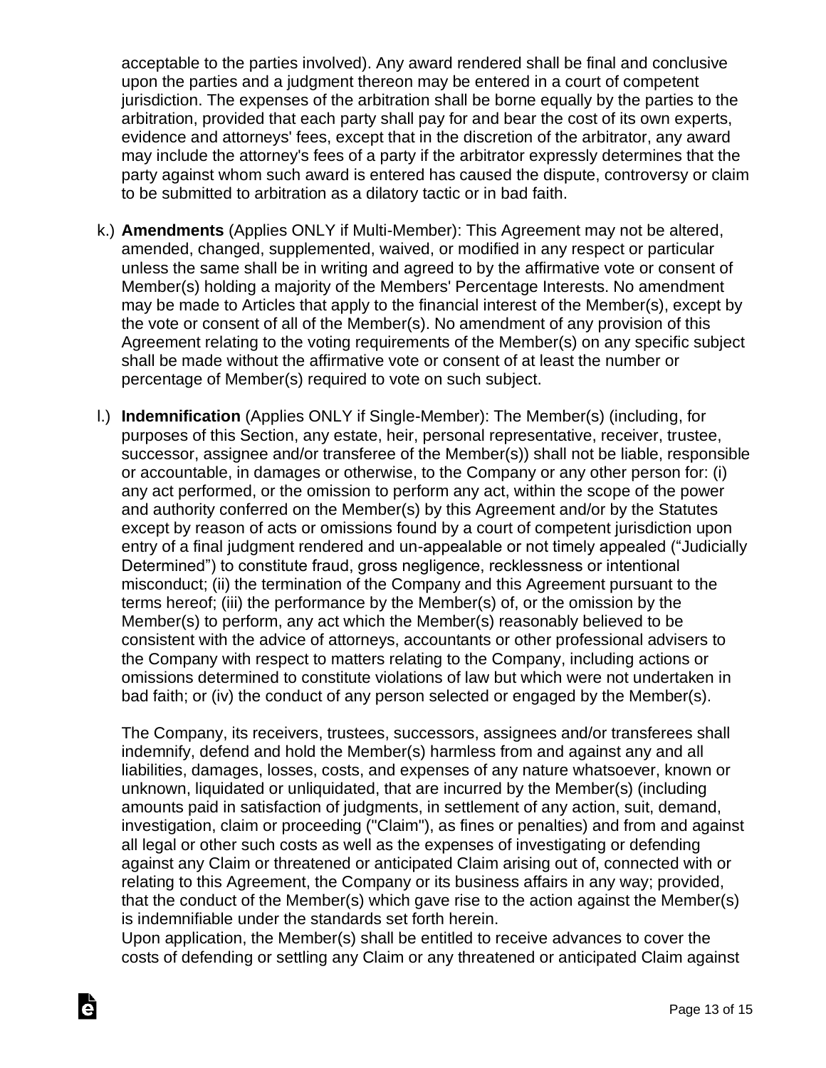acceptable to the parties involved). Any award rendered shall be final and conclusive upon the parties and a judgment thereon may be entered in a court of competent jurisdiction. The expenses of the arbitration shall be borne equally by the parties to the arbitration, provided that each party shall pay for and bear the cost of its own experts, evidence and attorneys' fees, except that in the discretion of the arbitrator, any award may include the attorney's fees of a party if the arbitrator expressly determines that the party against whom such award is entered has caused the dispute, controversy or claim to be submitted to arbitration as a dilatory tactic or in bad faith.

k.) **Amendments** (Applies ONLY if Multi-Member): This Agreement may not be altered, amended, changed, supplemented, waived, or modified in any respect or particular unless the same shall be in writing and agreed to by the affirmative vote or consent of Member(s) holding a majority of the Members' Percentage Interests. No amendment may be made to Articles that apply to the financial interest of the Member(s), except by the vote or consent of all of the Member(s). No amendment of any provision of this Agreement relating to the voting requirements of the Member(s) on any specific subject shall be made without the affirmative vote or consent of at least the number or percentage of Member(s) required to vote on such subject.

l.) **Indemnification** (Applies ONLY if Single-Member): The Member(s) (including, for purposes of this Section, any estate, heir, personal representative, receiver, trustee, successor, assignee and/or transferee of the Member(s)) shall not be liable, responsible or accountable, in damages or otherwise, to the Company or any other person for: (i) any act performed, or the omission to perform any act, within the scope of the power and authority conferred on the Member(s) by this Agreement and/or by the Statutes except by reason of acts or omissions found by a court of competent jurisdiction upon entry of a final judgment rendered and un-appealable or not timely appealed ("Judicially Determined") to constitute fraud, gross negligence, recklessness or intentional misconduct; (ii) the termination of the Company and this Agreement pursuant to the terms hereof; (iii) the performance by the Member(s) of, or the omission by the Member(s) to perform, any act which the Member(s) reasonably believed to be consistent with the advice of attorneys, accountants or other professional advisers to the Company with respect to matters relating to the Company, including actions or omissions determined to constitute violations of law but which were not undertaken in bad faith; or (iv) the conduct of any person selected or engaged by the Member(s).

The Company, its receivers, trustees, successors, assignees and/or transferees shall indemnify, defend and hold the Member(s) harmless from and against any and all liabilities, damages, losses, costs, and expenses of any nature whatsoever, known or unknown, liquidated or unliquidated, that are incurred by the Member(s) (including amounts paid in satisfaction of judgments, in settlement of any action, suit, demand, investigation, claim or proceeding ("Claim"), as fines or penalties) and from and against all legal or other such costs as well as the expenses of investigating or defending against any Claim or threatened or anticipated Claim arising out of, connected with or relating to this Agreement, the Company or its business affairs in any way; provided, that the conduct of the Member(s) which gave rise to the action against the Member(s) is indemnifiable under the standards set forth herein.

Upon application, the Member(s) shall be entitled to receive advances to cover the costs of defending or settling any Claim or any threatened or anticipated Claim against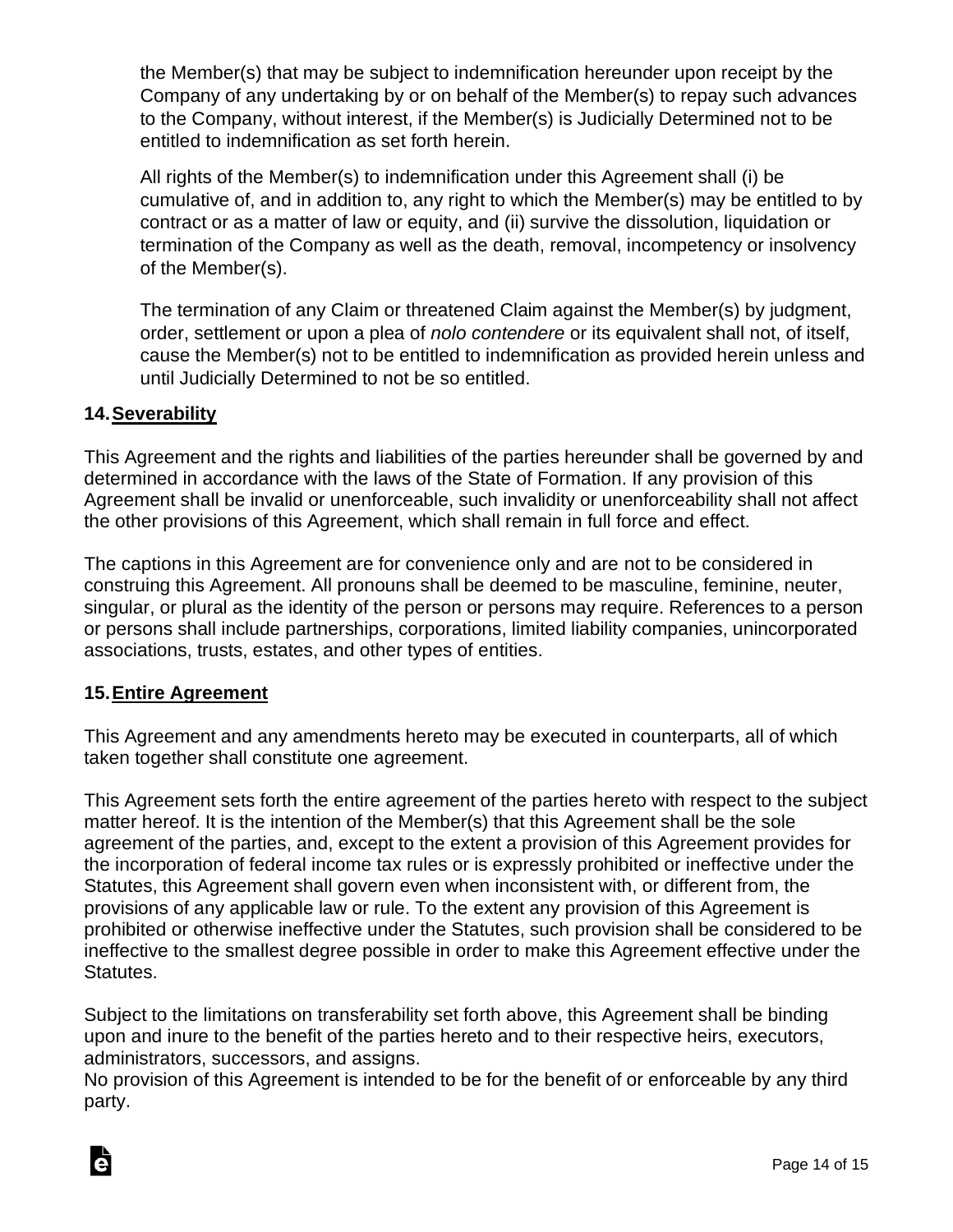the Member(s) that may be subject to indemnification hereunder upon receipt by the Company of any undertaking by or on behalf of the Member(s) to repay such advances to the Company, without interest, if the Member(s) is Judicially Determined not to be entitled to indemnification as set forth herein.

All rights of the Member(s) to indemnification under this Agreement shall (i) be cumulative of, and in addition to, any right to which the Member(s) may be entitled to by contract or as a matter of law or equity, and (ii) survive the dissolution, liquidation or termination of the Company as well as the death, removal, incompetency or insolvency of the Member(s).

The termination of any Claim or threatened Claim against the Member(s) by judgment, order, settlement or upon a plea of *nolo contendere* or its equivalent shall not, of itself, cause the Member(s) not to be entitled to indemnification as provided herein unless and until Judicially Determined to not be so entitled.

## 14. Severability

This Agreement and the rights and liabilities of the parties hereunder shall be governed by and determined in accordance with the laws of the State of Formation. If any provision of this Agreement shall be invalid or unenforceable, such invalidity or unenforceability shall not affect the other provisions of this Agreement, which shall remain in full force and effect.

The captions in this Agreement are for convenience only and are not to be considered in construing this Agreement. All pronouns shall be deemed to be masculine, feminine, neuter, singular, or plural as the identity of the person or persons may require. References to a person or persons shall include partnerships, corporations, limited liability companies, unincorporated associations, trusts, estates, and other types of entities.

## 15. Entire Agreement

This Agreement and any amendments hereto may be executed in counterparts, all of which taken together shall constitute one agreement.

This Agreement sets forth the entire agreement of the parties hereto with respect to the subject matter hereof. It is the intention of the Member(s) that this Agreement shall be the sole agreement of the parties, and, except to the extent a provision of this Agreement provides for the incorporation of federal income tax rules or is expressly prohibited or ineffective under the Statutes, this Agreement shall govern even when inconsistent with, or different from, the provisions of any applicable law or rule. To the extent any provision of this Agreement is prohibited or otherwise ineffective under the Statutes, such provision shall be considered to be ineffective to the smallest degree possible in order to make this Agreement effective under the Statutes.

Subject to the limitations on transferability set forth above, this Agreement shall be binding upon and inure to the benefit of the parties hereto and to their respective heirs, executors, administrators, successors, and assigns.
No provision of this Agreement is intended to be for the benefit of or enforceable by any third party.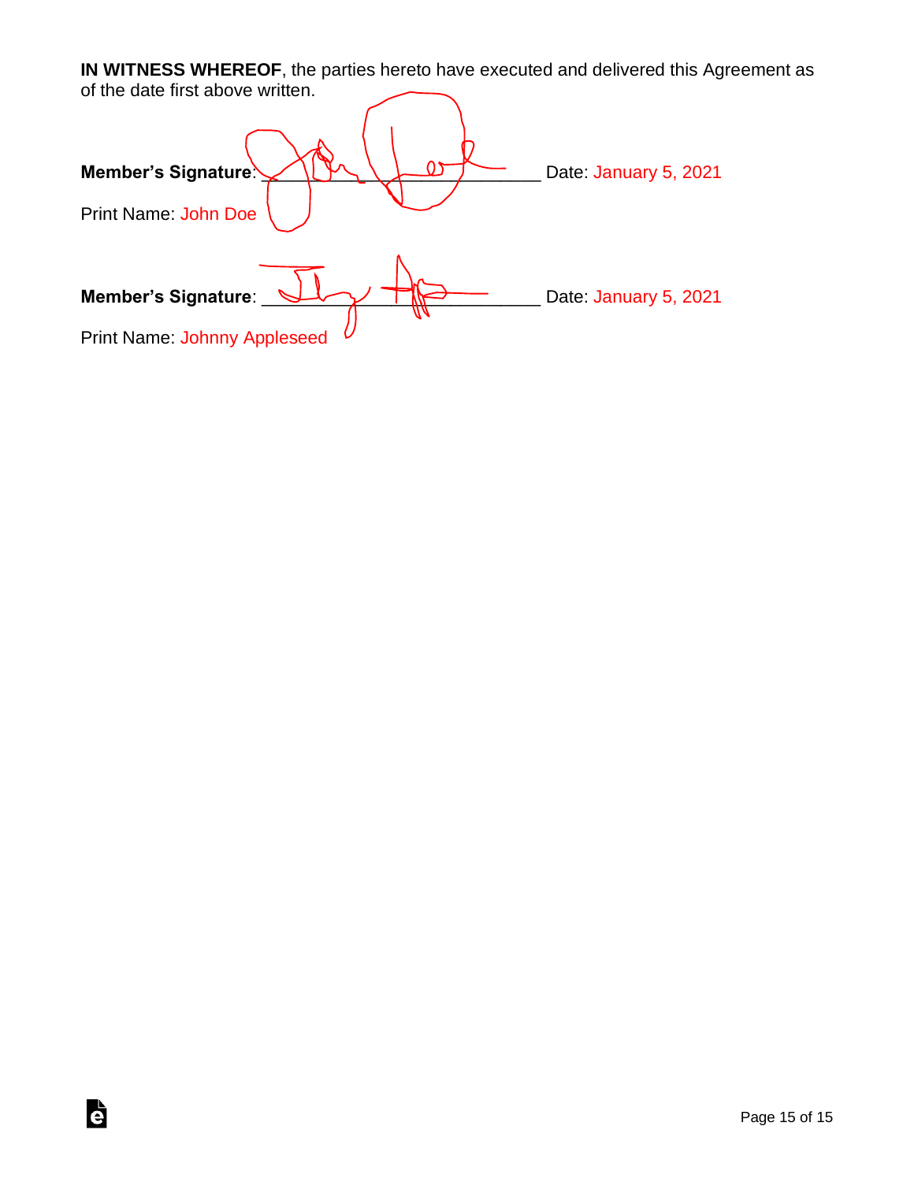**IN WITNESS WHEREOF**, the parties hereto have executed and delivered this Agreement as of the date first above written.

**Member's Signature**: ______________________________ Date: January 5, 2021

Print Name: John Doe

**Member's Signature**: ______________________________ Date: January 5, 2021

Print Name: Johnny Appleseed